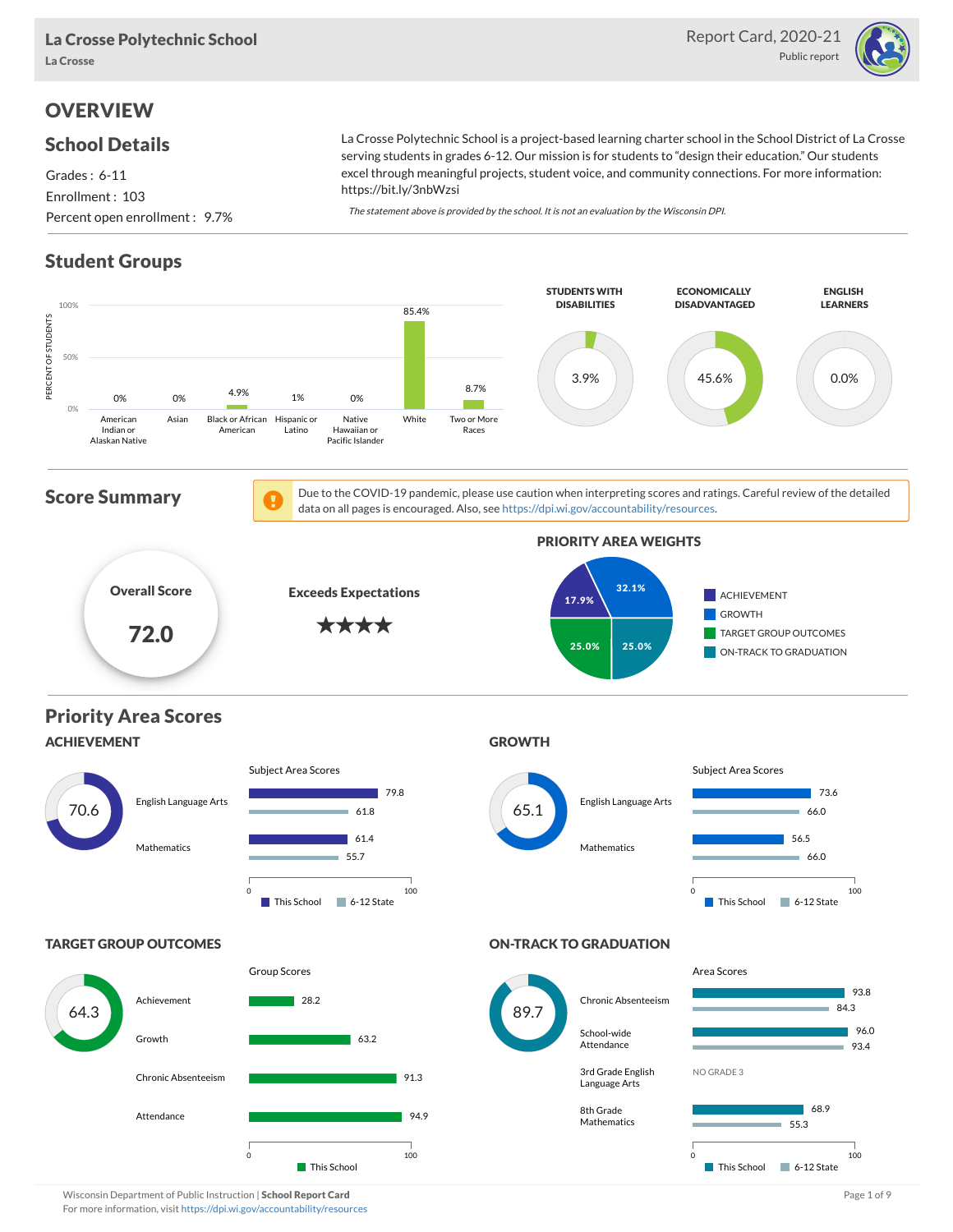# La Crosse Polytechnic School

La Crosse

Report Card, 2020-21

Public report

## OVERVIEW

### School Details

Grades : 6-11

Enrollment : 103

Percent open enrollment : 9.7%

La Crosse Polytechnic School is a project-based learning charter school in the School District of La Crosse serving students in grades 6-12. Our mission is for students to "design their education." Our students excel through meaningful projects, student voice, and community connections. For more information: https://bit.ly/3nbWzsi

*The statement above is provided by the school. It is not an evaluation by the Wisconsin DPI.*

### Student Groups

| Group | Percent of Students |
|---|---|
| American Indian or Alaskan Native | 0% |
| Asian | 0% |
| Black or African American | 4.9% |
| Hispanic or Latino | 1% |
| Native Hawaiian or Pacific Islander | 0% |
| White | 85.4% |
| Two or More Races | 8.7% |

| Students with Disabilities | Economically Disadvantaged | English Learners |
|---|---|---|
| 3.9% | 45.6% | 0.0% |

### Score Summary

Due to the COVID-19 pandemic, please use caution when interpreting scores and ratings. Careful review of the detailed data on all pages is encouraged. Also, see https://dpi.wi.gov/accountability/resources.

**Overall Score: 72.0**

**Exceeds Expectations** ★★★★

**Priority Area Weights**

| Priority Area | Weight |
|---|---|
| Achievement | 17.9% |
| Growth | 32.1% |
| Target Group Outcomes | 25.0% |
| On-Track to Graduation | 25.0% |

### Priority Area Scores

#### ACHIEVEMENT: 70.6

| Subject Area | This School | 6-12 State |
|---|---|---|
| English Language Arts | 79.8 | 61.8 |
| Mathematics | 61.4 | 55.7 |

#### GROWTH: 65.1

| Subject Area | This School | 6-12 State |
|---|---|---|
| English Language Arts | 73.6 | 66.0 |
| Mathematics | 56.5 | 66.0 |

#### TARGET GROUP OUTCOMES: 64.3

| Group | This School |
|---|---|
| Achievement | 28.2 |
| Growth | 63.2 |
| Chronic Absenteeism | 91.3 |
| Attendance | 94.9 |

#### ON-TRACK TO GRADUATION: 89.7

| Area | This School | 6-12 State |
|---|---|---|
| Chronic Absenteeism | 93.8 | 84.3 |
| School-wide Attendance | 96.0 | 93.4 |
| 3rd Grade English Language Arts | NO GRADE 3 | |
| 8th Grade Mathematics | 68.9 | 55.3 |

Wisconsin Department of Public Instruction | **School Report Card**

For more information, visit https://dpi.wi.gov/accountability/resources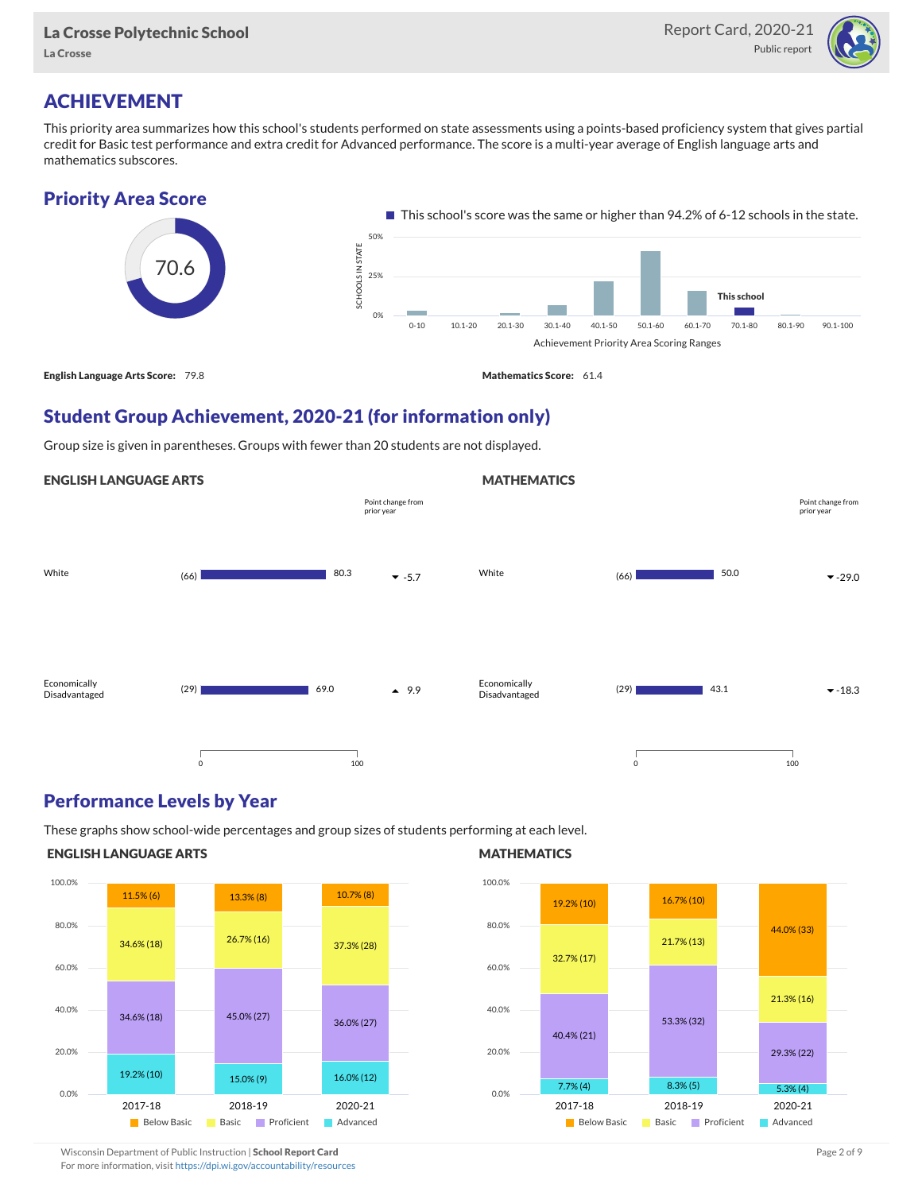La Crosse Polytechnic School
La Crosse

Report Card, 2020-21
Public report

# ACHIEVEMENT

This priority area summarizes how this school's students performed on state assessments using a points-based proficiency system that gives partial credit for Basic test performance and extra credit for Advanced performance. The score is a multi-year average of English language arts and mathematics subscores.

## Priority Area Score

70.6

This school's score was the same or higher than 94.2% of 6-12 schools in the state.

Achievement Priority Area Scoring Ranges: 0-10, 10.1-20, 20.1-30, 30.1-40, 40.1-50, 50.1-60, 60.1-70, 70.1-80 (This school), 80.1-90, 90.1-100

**English Language Arts Score:** 79.8

**Mathematics Score:** 61.4

## Student Group Achievement, 2020-21 (for information only)

Group size is given in parentheses. Groups with fewer than 20 students are not displayed.

### ENGLISH LANGUAGE ARTS

| Group | Size | Score | Point change from prior year |
|---|---|---|---|
| White | (66) | 80.3 | ▼ -5.7 |
| Economically Disadvantaged | (29) | 69.0 | ▲ 9.9 |

### MATHEMATICS

| Group | Size | Score | Point change from prior year |
|---|---|---|---|
| White | (66) | 50.0 | ▼ -29.0 |
| Economically Disadvantaged | (29) | 43.1 | ▼ -18.3 |

## Performance Levels by Year

These graphs show school-wide percentages and group sizes of students performing at each level.

### ENGLISH LANGUAGE ARTS

| Level | 2017-18 | 2018-19 | 2020-21 |
|---|---|---|---|
| Below Basic | 11.5% (6) | 13.3% (8) | 10.7% (8) |
| Basic | 34.6% (18) | 26.7% (16) | 37.3% (28) |
| Proficient | 34.6% (18) | 45.0% (27) | 36.0% (27) |
| Advanced | 19.2% (10) | 15.0% (9) | 16.0% (12) |

### MATHEMATICS

| Level | 2017-18 | 2018-19 | 2020-21 |
|---|---|---|---|
| Below Basic | 19.2% (10) | 16.7% (10) | 44.0% (33) |
| Basic | 32.7% (17) | 21.7% (13) | 21.3% (16) |
| Proficient | 40.4% (21) | 53.3% (32) | 29.3% (22) |
| Advanced | 7.7% (4) | 8.3% (5) | 5.3% (4) |

Wisconsin Department of Public Instruction | **School Report Card**
For more information, visit https://dpi.wi.gov/accountability/resources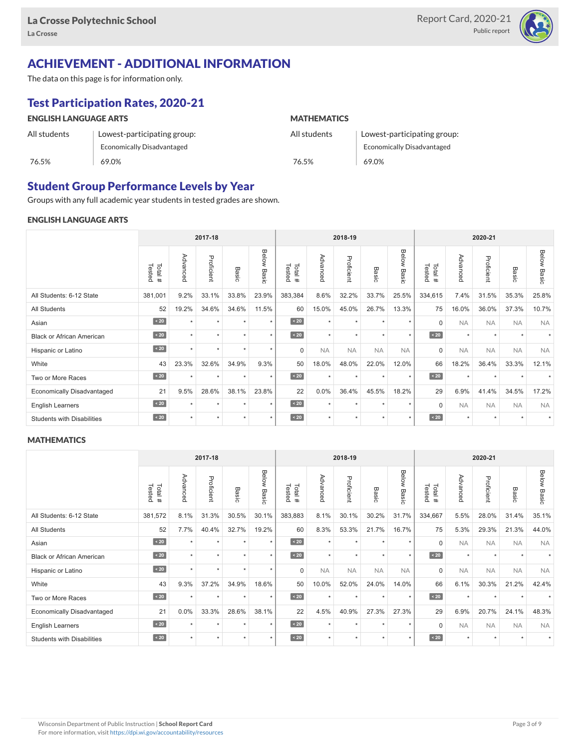# ACHIEVEMENT - ADDITIONAL INFORMATION

The data on this page is for information only.

## Test Participation Rates, 2020-21

### ENGLISH LANGUAGE ARTS

| All students | Lowest-participating group: Economically Disadvantaged |
|---|---|
| 76.5% | 69.0% |

### MATHEMATICS

| All students | Lowest-participating group: Economically Disadvantaged |
|---|---|
| 76.5% | 69.0% |

## Student Group Performance Levels by Year

Groups with any full academic year students in tested grades are shown.

### ENGLISH LANGUAGE ARTS

| | 2017-18 | | | | | 2018-19 | | | | | 2020-21 | | | | |
|---|---|---|---|---|---|---|---|---|---|---|---|---|---|---|---|
| | Total # Tested | Advanced | Proficient | Basic | Below Basic | Total # Tested | Advanced | Proficient | Basic | Below Basic | Total # Tested | Advanced | Proficient | Basic | Below Basic |
| All Students: 6-12 State | 381,001 | 9.2% | 33.1% | 33.8% | 23.9% | 383,384 | 8.6% | 32.2% | 33.7% | 25.5% | 334,615 | 7.4% | 31.5% | 35.3% | 25.8% |
| All Students | 52 | 19.2% | 34.6% | 34.6% | 11.5% | 60 | 15.0% | 45.0% | 26.7% | 13.3% | 75 | 16.0% | 36.0% | 37.3% | 10.7% |
| Asian | < 20 | * | * | * | * | < 20 | * | * | * | * | 0 | NA | NA | NA | NA |
| Black or African American | < 20 | * | * | * | * | < 20 | * | * | * | * | < 20 | * | * | * | * |
| Hispanic or Latino | < 20 | * | * | * | * | 0 | NA | NA | NA | NA | 0 | NA | NA | NA | NA |
| White | 43 | 23.3% | 32.6% | 34.9% | 9.3% | 50 | 18.0% | 48.0% | 22.0% | 12.0% | 66 | 18.2% | 36.4% | 33.3% | 12.1% |
| Two or More Races | < 20 | * | * | * | * | < 20 | * | * | * | * | < 20 | * | * | * | * |
| Economically Disadvantaged | 21 | 9.5% | 28.6% | 38.1% | 23.8% | 22 | 0.0% | 36.4% | 45.5% | 18.2% | 29 | 6.9% | 41.4% | 34.5% | 17.2% |
| English Learners | < 20 | * | * | * | * | < 20 | * | * | * | * | 0 | NA | NA | NA | NA |
| Students with Disabilities | < 20 | * | * | * | * | < 20 | * | * | * | * | < 20 | * | * | * | * |

### MATHEMATICS

| | 2017-18 | | | | | 2018-19 | | | | | 2020-21 | | | | |
|---|---|---|---|---|---|---|---|---|---|---|---|---|---|---|---|
| | Total # Tested | Advanced | Proficient | Basic | Below Basic | Total # Tested | Advanced | Proficient | Basic | Below Basic | Total # Tested | Advanced | Proficient | Basic | Below Basic |
| All Students: 6-12 State | 381,572 | 8.1% | 31.3% | 30.5% | 30.1% | 383,883 | 8.1% | 30.1% | 30.2% | 31.7% | 334,667 | 5.5% | 28.0% | 31.4% | 35.1% |
| All Students | 52 | 7.7% | 40.4% | 32.7% | 19.2% | 60 | 8.3% | 53.3% | 21.7% | 16.7% | 75 | 5.3% | 29.3% | 21.3% | 44.0% |
| Asian | < 20 | * | * | * | * | < 20 | * | * | * | * | 0 | NA | NA | NA | NA |
| Black or African American | < 20 | * | * | * | * | < 20 | * | * | * | * | < 20 | * | * | * | * |
| Hispanic or Latino | < 20 | * | * | * | * | 0 | NA | NA | NA | NA | 0 | NA | NA | NA | NA |
| White | 43 | 9.3% | 37.2% | 34.9% | 18.6% | 50 | 10.0% | 52.0% | 24.0% | 14.0% | 66 | 6.1% | 30.3% | 21.2% | 42.4% |
| Two or More Races | < 20 | * | * | * | * | < 20 | * | * | * | * | < 20 | * | * | * | * |
| Economically Disadvantaged | 21 | 0.0% | 33.3% | 28.6% | 38.1% | 22 | 4.5% | 40.9% | 27.3% | 27.3% | 29 | 6.9% | 20.7% | 24.1% | 48.3% |
| English Learners | < 20 | * | * | * | * | < 20 | * | * | * | * | 0 | NA | NA | NA | NA |
| Students with Disabilities | < 20 | * | * | * | * | < 20 | * | * | * | * | < 20 | * | * | * | * |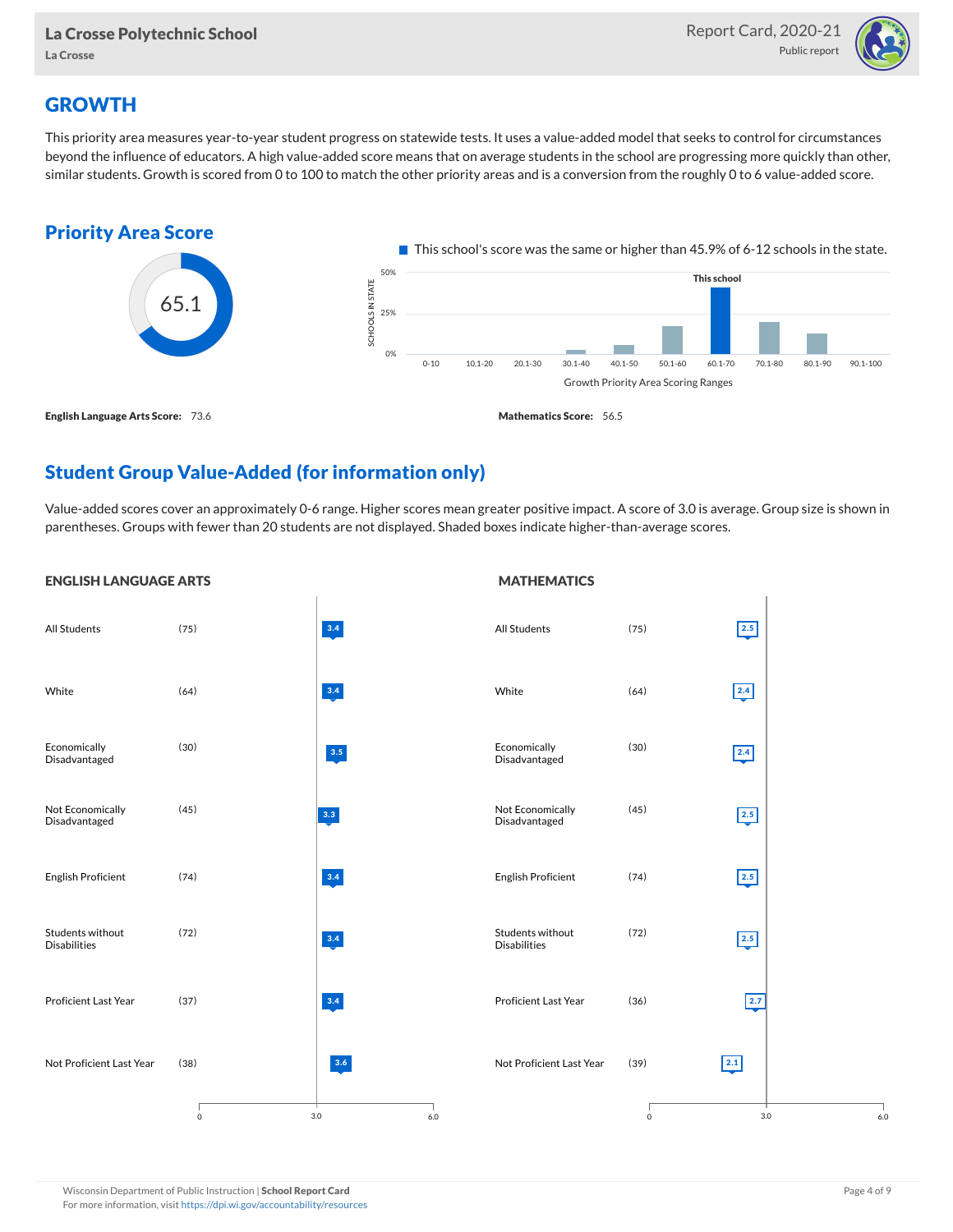# GROWTH

This priority area measures year-to-year student progress on statewide tests. It uses a value-added model that seeks to control for circumstances beyond the influence of educators. A high value-added score means that on average students in the school are progressing more quickly than other, similar students. Growth is scored from 0 to 100 to match the other priority areas and is a conversion from the roughly 0 to 6 value-added score.

## Priority Area Score

65.1

This school's score was the same or higher than 45.9% of 6-12 schools in the state.

Growth Priority Area Scoring Ranges: 0-10, 10.1-20, 20.1-30, 30.1-40, 40.1-50, 50.1-60, 60.1-70 (This school), 70.1-80, 80.1-90, 90.1-100

**English Language Arts Score:** 73.6

**Mathematics Score:** 56.5

## Student Group Value-Added (for information only)

Value-added scores cover an approximately 0-6 range. Higher scores mean greater positive impact. A score of 3.0 is average. Group size is shown in parentheses. Groups with fewer than 20 students are not displayed. Shaded boxes indicate higher-than-average scores.

### ENGLISH LANGUAGE ARTS

| Group | Size | Value-Added |
| --- | --- | --- |
| All Students | (75) | 3.4 |
| White | (64) | 3.4 |
| Economically Disadvantaged | (30) | 3.5 |
| Not Economically Disadvantaged | (45) | 3.3 |
| English Proficient | (74) | 3.4 |
| Students without Disabilities | (72) | 3.4 |
| Proficient Last Year | (37) | 3.4 |
| Not Proficient Last Year | (38) | 3.6 |

### MATHEMATICS

| Group | Size | Value-Added |
| --- | --- | --- |
| All Students | (75) | 2.5 |
| White | (64) | 2.4 |
| Economically Disadvantaged | (30) | 2.4 |
| Not Economically Disadvantaged | (45) | 2.5 |
| English Proficient | (74) | 2.5 |
| Students without Disabilities | (72) | 2.5 |
| Proficient Last Year | (36) | 2.7 |
| Not Proficient Last Year | (39) | 2.1 |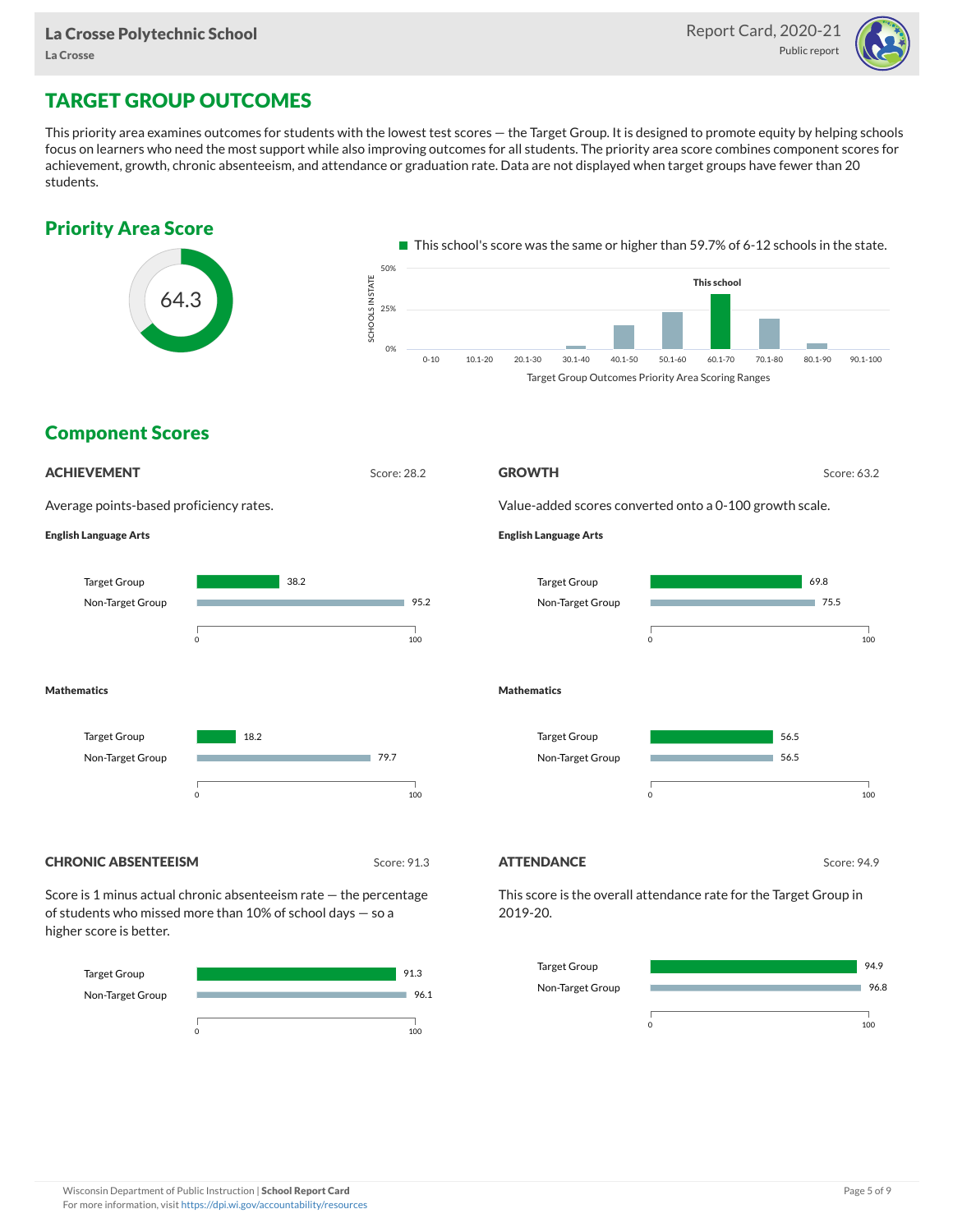# TARGET GROUP OUTCOMES

This priority area examines outcomes for students with the lowest test scores — the Target Group. It is designed to promote equity by helping schools focus on learners who need the most support while also improving outcomes for all students. The priority area score combines component scores for achievement, growth, chronic absenteeism, and attendance or graduation rate. Data are not displayed when target groups have fewer than 20 students.

## Priority Area Score

64.3

This school's score was the same or higher than 59.7% of 6-12 schools in the state.

## Component Scores

### ACHIEVEMENT

Score: 28.2

Average points-based proficiency rates.

**English Language Arts**

| Group | Score |
| --- | --- |
| Target Group | 38.2 |
| Non-Target Group | 95.2 |

**Mathematics**

| Group | Score |
| --- | --- |
| Target Group | 18.2 |
| Non-Target Group | 79.7 |

### GROWTH

Score: 63.2

Value-added scores converted onto a 0-100 growth scale.

**English Language Arts**

| Group | Score |
| --- | --- |
| Target Group | 69.8 |
| Non-Target Group | 75.5 |

**Mathematics**

| Group | Score |
| --- | --- |
| Target Group | 56.5 |
| Non-Target Group | 56.5 |

### CHRONIC ABSENTEEISM

Score: 91.3

Score is 1 minus actual chronic absenteeism rate — the percentage of students who missed more than 10% of school days — so a higher score is better.

| Group | Score |
| --- | --- |
| Target Group | 91.3 |
| Non-Target Group | 96.1 |

### ATTENDANCE

Score: 94.9

This score is the overall attendance rate for the Target Group in 2019-20.

| Group | Score |
| --- | --- |
| Target Group | 94.9 |
| Non-Target Group | 96.8 |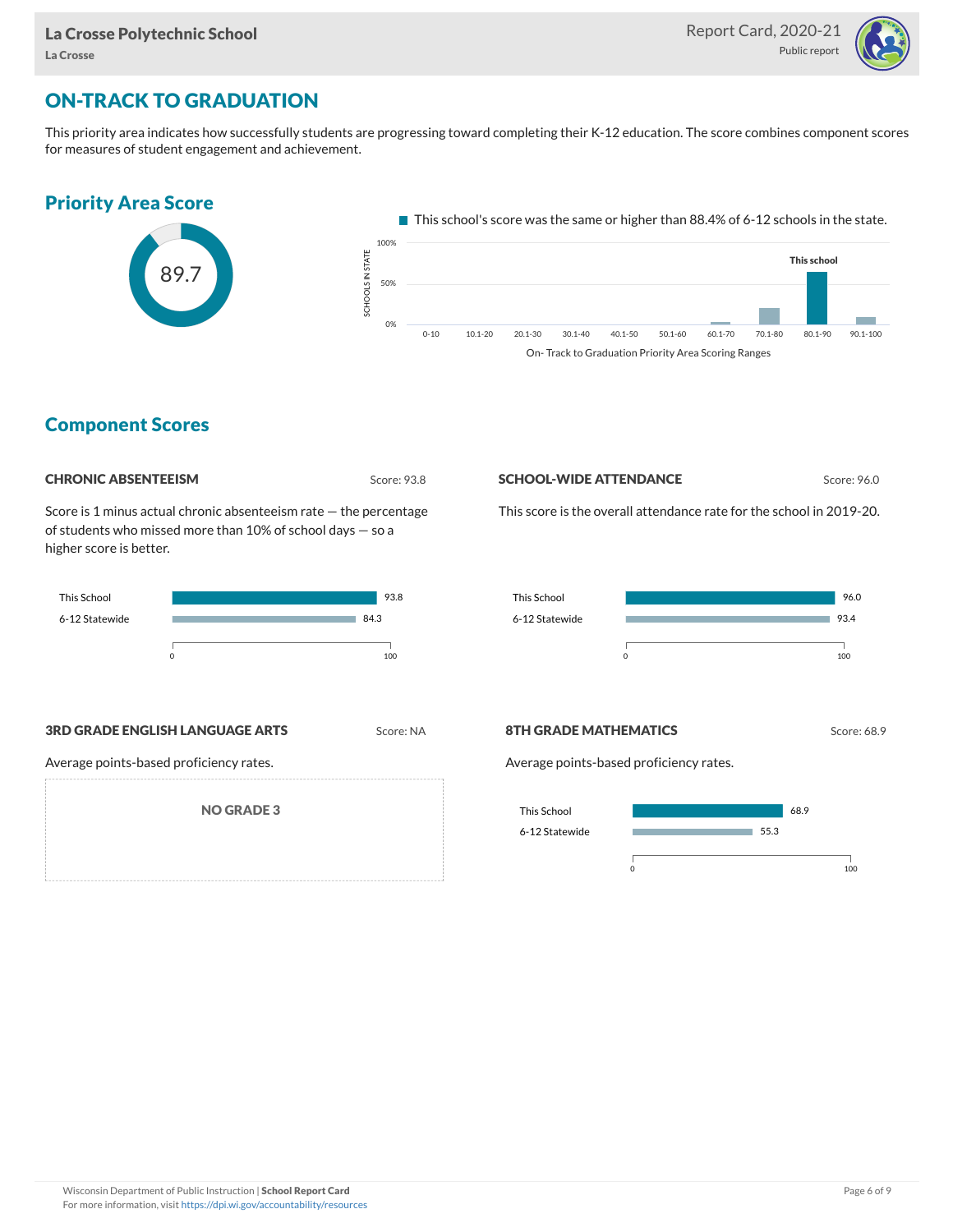## ON-TRACK TO GRADUATION

This priority area indicates how successfully students are progressing toward completing their K-12 education. The score combines component scores for measures of student engagement and achievement.

### Priority Area Score

89.7

This school's score was the same or higher than 88.4% of 6-12 schools in the state.

On- Track to Graduation Priority Area Scoring Ranges

### Component Scores

#### CHRONIC ABSENTEEISM

Score: 93.8

Score is 1 minus actual chronic absenteeism rate — the percentage of students who missed more than 10% of school days — so a higher score is better.

| | Score |
|---|---|
| This School | 93.8 |
| 6-12 Statewide | 84.3 |

#### SCHOOL-WIDE ATTENDANCE

Score: 96.0

This score is the overall attendance rate for the school in 2019-20.

| | Score |
|---|---|
| This School | 96.0 |
| 6-12 Statewide | 93.4 |

#### 3RD GRADE ENGLISH LANGUAGE ARTS

Score: NA

Average points-based proficiency rates.

NO GRADE 3

#### 8TH GRADE MATHEMATICS

Score: 68.9

Average points-based proficiency rates.

| | Score |
|---|---|
| This School | 68.9 |
| 6-12 Statewide | 55.3 |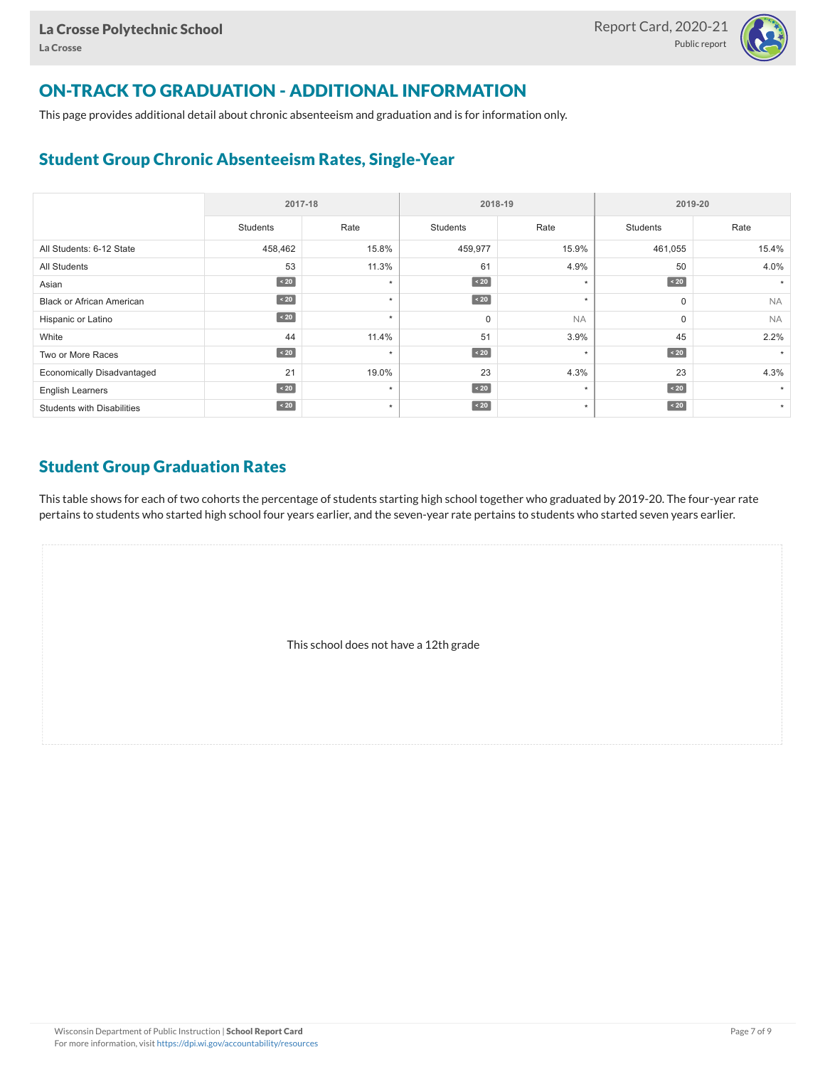## ON-TRACK TO GRADUATION - ADDITIONAL INFORMATION

This page provides additional detail about chronic absenteeism and graduation and is for information only.

### Student Group Chronic Absenteeism Rates, Single-Year

| | 2017-18 | | 2018-19 | | 2019-20 | |
|---|---|---|---|---|---|---|
| | Students | Rate | Students | Rate | Students | Rate |
| All Students: 6-12 State | 458,462 | 15.8% | 459,977 | 15.9% | 461,055 | 15.4% |
| All Students | 53 | 11.3% | 61 | 4.9% | 50 | 4.0% |
| Asian | < 20 | * | < 20 | * | < 20 | * |
| Black or African American | < 20 | * | < 20 | * | 0 | NA |
| Hispanic or Latino | < 20 | * | 0 | NA | 0 | NA |
| White | 44 | 11.4% | 51 | 3.9% | 45 | 2.2% |
| Two or More Races | < 20 | * | < 20 | * | < 20 | * |
| Economically Disadvantaged | 21 | 19.0% | 23 | 4.3% | 23 | 4.3% |
| English Learners | < 20 | * | < 20 | * | < 20 | * |
| Students with Disabilities | < 20 | * | < 20 | * | < 20 | * |

### Student Group Graduation Rates

This table shows for each of two cohorts the percentage of students starting high school together who graduated by 2019-20. The four-year rate pertains to students who started high school four years earlier, and the seven-year rate pertains to students who started seven years earlier.

This school does not have a 12th grade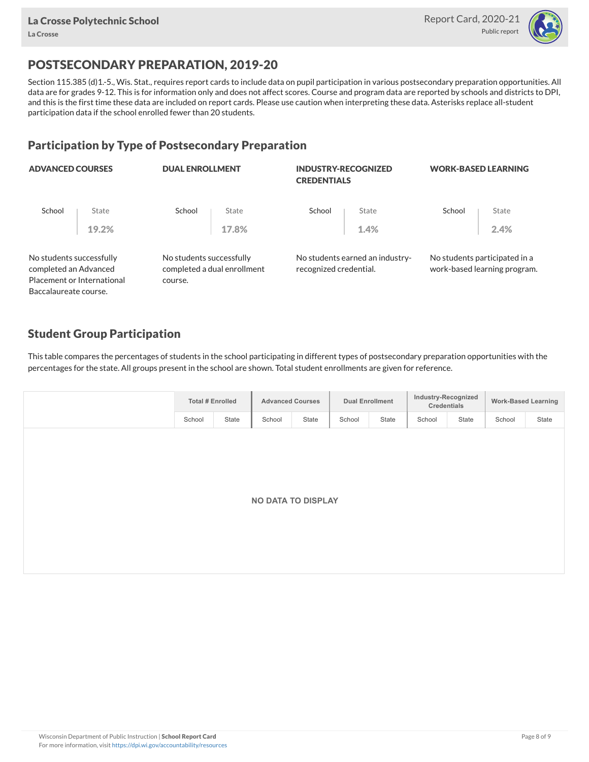## POSTSECONDARY PREPARATION, 2019-20

Section 115.385 (d)1.-5., Wis. Stat., requires report cards to include data on pupil participation in various postsecondary preparation opportunities. All data are for grades 9-12. This is for information only and does not affect scores. Course and program data are reported by schools and districts to DPI, and this is the first time these data are included on report cards. Please use caution when interpreting these data. Asterisks replace all-student participation data if the school enrolled fewer than 20 students.

### Participation by Type of Postsecondary Preparation

| | ADVANCED COURSES | DUAL ENROLLMENT | INDUSTRY-RECOGNIZED CREDENTIALS | WORK-BASED LEARNING |
|---|---|---|---|---|
| School | | | | |
| State | 19.2% | 17.8% | 1.4% | 2.4% |

**ADVANCED COURSES:** No students successfully completed an Advanced Placement or International Baccalaureate course.

**DUAL ENROLLMENT:** No students successfully completed a dual enrollment course.

**INDUSTRY-RECOGNIZED CREDENTIALS:** No students earned an industry-recognized credential.

**WORK-BASED LEARNING:** No students participated in a work-based learning program.

### Student Group Participation

This table compares the percentages of students in the school participating in different types of postsecondary preparation opportunities with the percentages for the state. All groups present in the school are shown. Total student enrollments are given for reference.

| | Total # Enrolled | | Advanced Courses | | Dual Enrollment | | Industry-Recognized Credentials | | Work-Based Learning | |
|---|---|---|---|---|---|---|---|---|---|---|
| | School | State | School | State | School | State | School | State | School | State |

NO DATA TO DISPLAY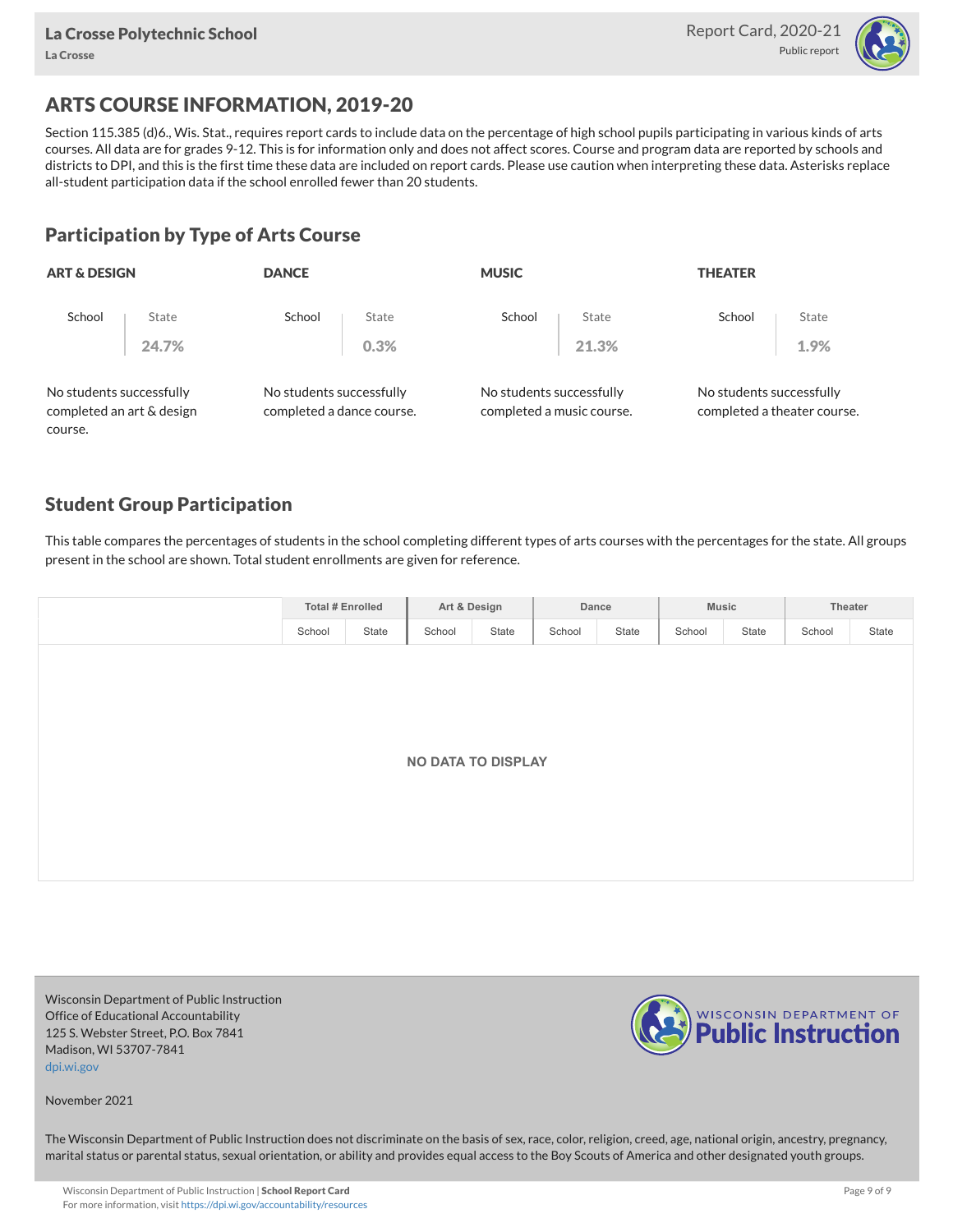La Crosse Polytechnic School

La Crosse

Report Card, 2020-21

Public report

## ARTS COURSE INFORMATION, 2019-20

Section 115.385 (d)6., Wis. Stat., requires report cards to include data on the percentage of high school pupils participating in various kinds of arts courses. All data are for grades 9-12. This is for information only and does not affect scores. Course and program data are reported by schools and districts to DPI, and this is the first time these data are included on report cards. Please use caution when interpreting these data. Asterisks replace all-student participation data if the school enrolled fewer than 20 students.

### Participation by Type of Arts Course

**ART & DESIGN**

| School | State |
|---|---|
| | 24.7% |

No students successfully completed an art & design course.

**DANCE**

| School | State |
|---|---|
| | 0.3% |

No students successfully completed a dance course.

**MUSIC**

| School | State |
|---|---|
| | 21.3% |

No students successfully completed a music course.

**THEATER**

| School | State |
|---|---|
| | 1.9% |

No students successfully completed a theater course.

### Student Group Participation

This table compares the percentages of students in the school completing different types of arts courses with the percentages for the state. All groups present in the school are shown. Total student enrollments are given for reference.

| | Total # Enrolled | | Art & Design | | Dance | | Music | | Theater | |
|---|---|---|---|---|---|---|---|---|---|---|
| | School | State | School | State | School | State | School | State | School | State |

NO DATA TO DISPLAY

Wisconsin Department of Public Instruction
Office of Educational Accountability
125 S. Webster Street, P.O. Box 7841
Madison, WI 53707-7841
dpi.wi.gov

November 2021

The Wisconsin Department of Public Instruction does not discriminate on the basis of sex, race, color, religion, creed, age, national origin, ancestry, pregnancy, marital status or parental status, sexual orientation, or ability and provides equal access to the Boy Scouts of America and other designated youth groups.